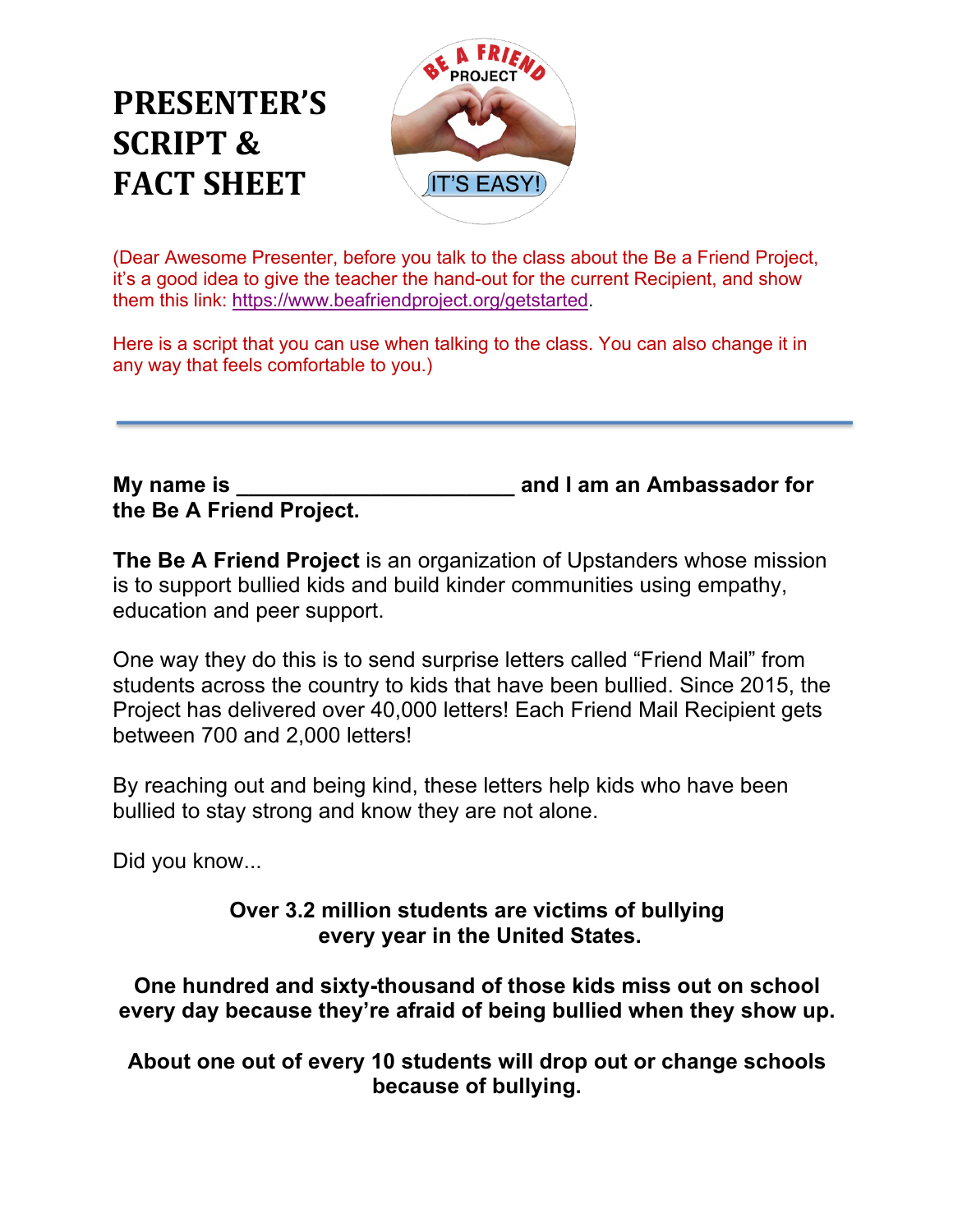# PRESENTER'S SCRIPT & FACT SHEET

(Dear Awesome Presenter, before you talk to the class about the Be a Friend Project, it's a good idea to give the teacher the hand-out for the current Recipient, and show them this link: https://www.beafriendproject.org/getstarted.

Here is a script that you can use when talking to the class. You can also change it in any way that feels comfortable to you.)

---

**My name is ______________________ and I am an Ambassador for the Be A Friend Project.**

**The Be A Friend Project** is an organization of Upstanders whose mission is to support bullied kids and build kinder communities using empathy, education and peer support.

One way they do this is to send surprise letters called "Friend Mail" from students across the country to kids that have been bullied. Since 2015, the Project has delivered over 40,000 letters! Each Friend Mail Recipient gets between 700 and 2,000 letters!

By reaching out and being kind, these letters help kids who have been bullied to stay strong and know they are not alone.

Did you know...

**Over 3.2 million students are victims of bullying every year in the United States.**

**One hundred and sixty-thousand of those kids miss out on school every day because they're afraid of being bullied when they show up.**

**About one out of every 10 students will drop out or change schools because of bullying.**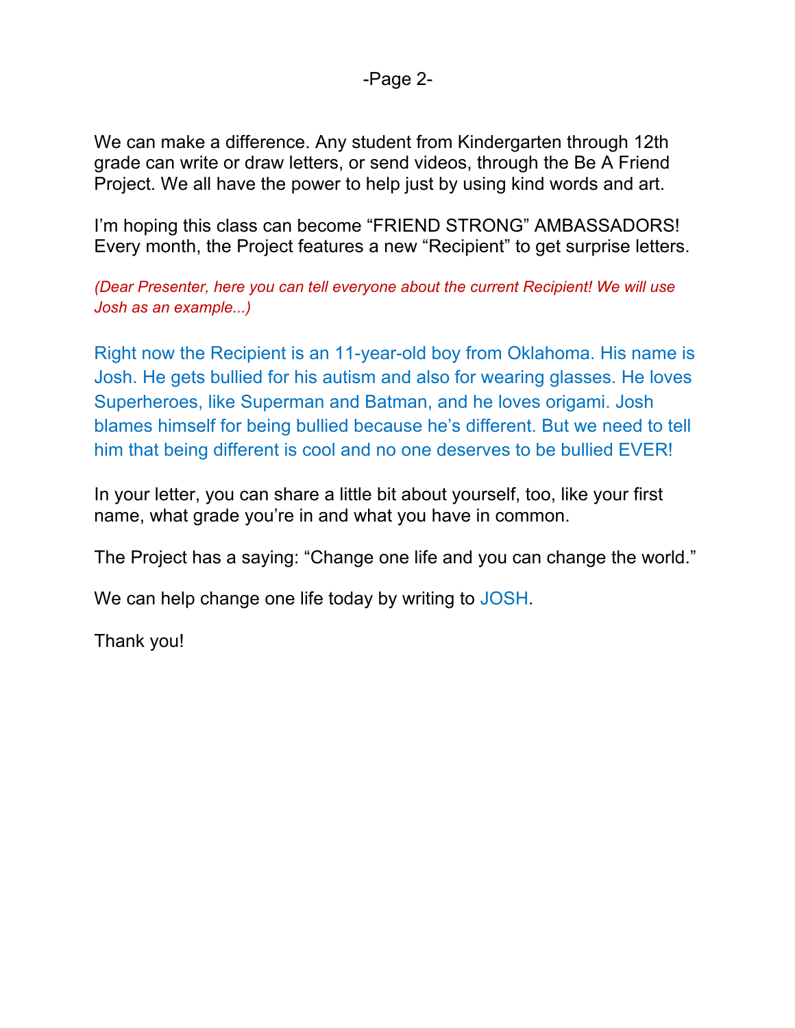We can make a difference. Any student from Kindergarten through 12th grade can write or draw letters, or send videos, through the Be A Friend Project. We all have the power to help just by using kind words and art.

I'm hoping this class can become "FRIEND STRONG" AMBASSADORS! Every month, the Project features a new "Recipient" to get surprise letters.

*(Dear Presenter, here you can tell everyone about the current Recipient! We will use Josh as an example...)*

Right now the Recipient is an 11-year-old boy from Oklahoma. His name is Josh. He gets bullied for his autism and also for wearing glasses. He loves Superheroes, like Superman and Batman, and he loves origami. Josh blames himself for being bullied because he's different. But we need to tell him that being different is cool and no one deserves to be bullied EVER!

In your letter, you can share a little bit about yourself, too, like your first name, what grade you're in and what you have in common.

The Project has a saying: "Change one life and you can change the world."

We can help change one life today by writing to JOSH.

Thank you!